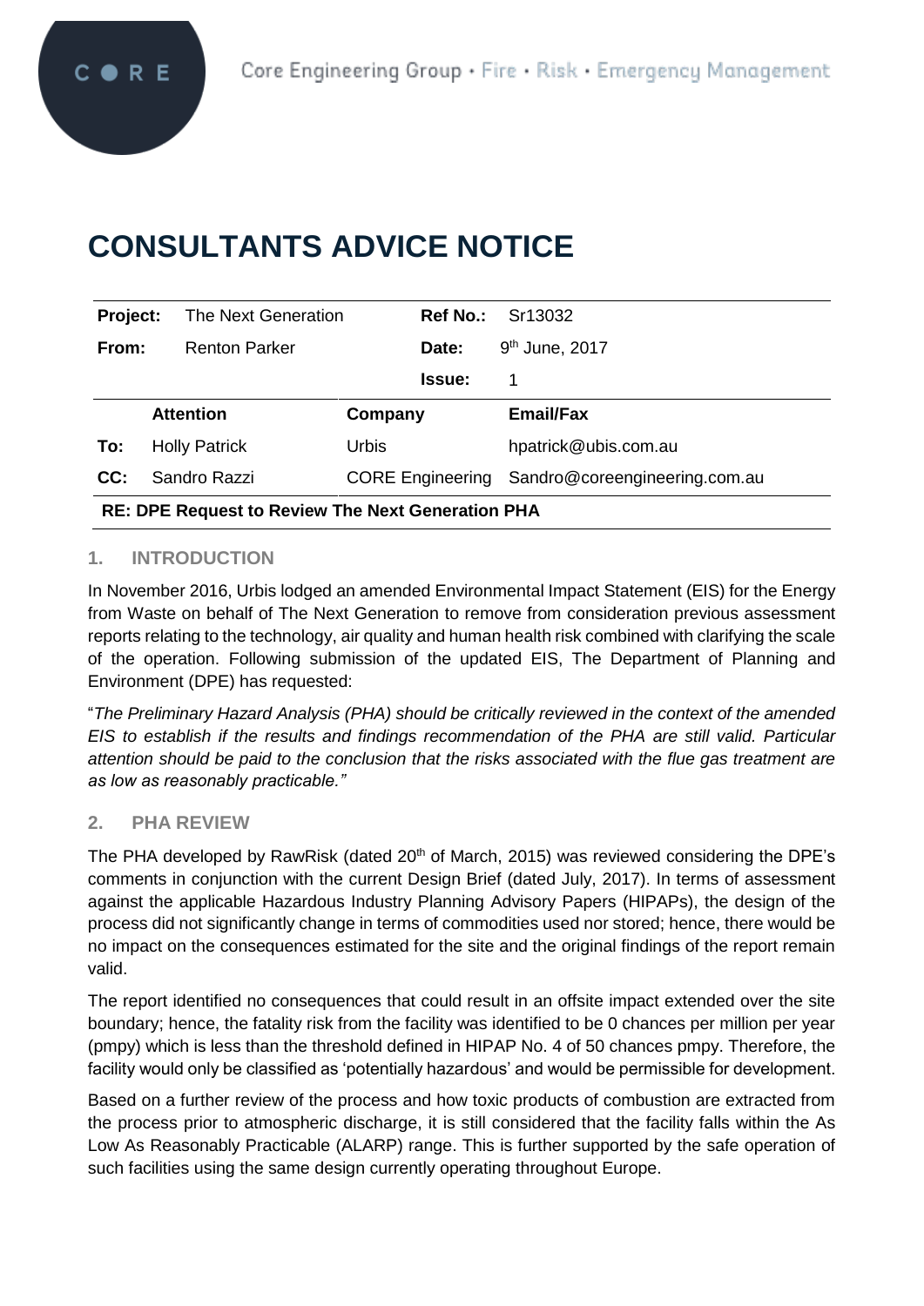Core Engineering Group • Fire • Risk • Emergency Management

# CONSULTANTS ADVICE NOTICE

| **Project:** | The Next Generation | **Ref No.:** | Sr13032 |
|---|---|---|---|
| **From:** | Renton Parker | **Date:** | 9th June, 2017 |
| | | **Issue:** | 1 |

| | **Attention** | **Company** | **Email/Fax** |
|---|---|---|---|
| **To:** | Holly Patrick | Urbis | hpatrick@ubis.com.au |
| **CC:** | Sandro Razzi | CORE Engineering | Sandro@coreengineering.com.au |

**RE: DPE Request to Review The Next Generation PHA**

## 1. INTRODUCTION

In November 2016, Urbis lodged an amended Environmental Impact Statement (EIS) for the Energy from Waste on behalf of The Next Generation to remove from consideration previous assessment reports relating to the technology, air quality and human health risk combined with clarifying the scale of the operation. Following submission of the updated EIS, The Department of Planning and Environment (DPE) has requested:

"*The Preliminary Hazard Analysis (PHA) should be critically reviewed in the context of the amended EIS to establish if the results and findings recommendation of the PHA are still valid. Particular attention should be paid to the conclusion that the risks associated with the flue gas treatment are as low as reasonably practicable.*"

## 2. PHA REVIEW

The PHA developed by RawRisk (dated 20th of March, 2015) was reviewed considering the DPE's comments in conjunction with the current Design Brief (dated July, 2017). In terms of assessment against the applicable Hazardous Industry Planning Advisory Papers (HIPAPs), the design of the process did not significantly change in terms of commodities used nor stored; hence, there would be no impact on the consequences estimated for the site and the original findings of the report remain valid.

The report identified no consequences that could result in an offsite impact extended over the site boundary; hence, the fatality risk from the facility was identified to be 0 chances per million per year (pmpy) which is less than the threshold defined in HIPAP No. 4 of 50 chances pmpy. Therefore, the facility would only be classified as 'potentially hazardous' and would be permissible for development.

Based on a further review of the process and how toxic products of combustion are extracted from the process prior to atmospheric discharge, it is still considered that the facility falls within the As Low As Reasonably Practicable (ALARP) range. This is further supported by the safe operation of such facilities using the same design currently operating throughout Europe.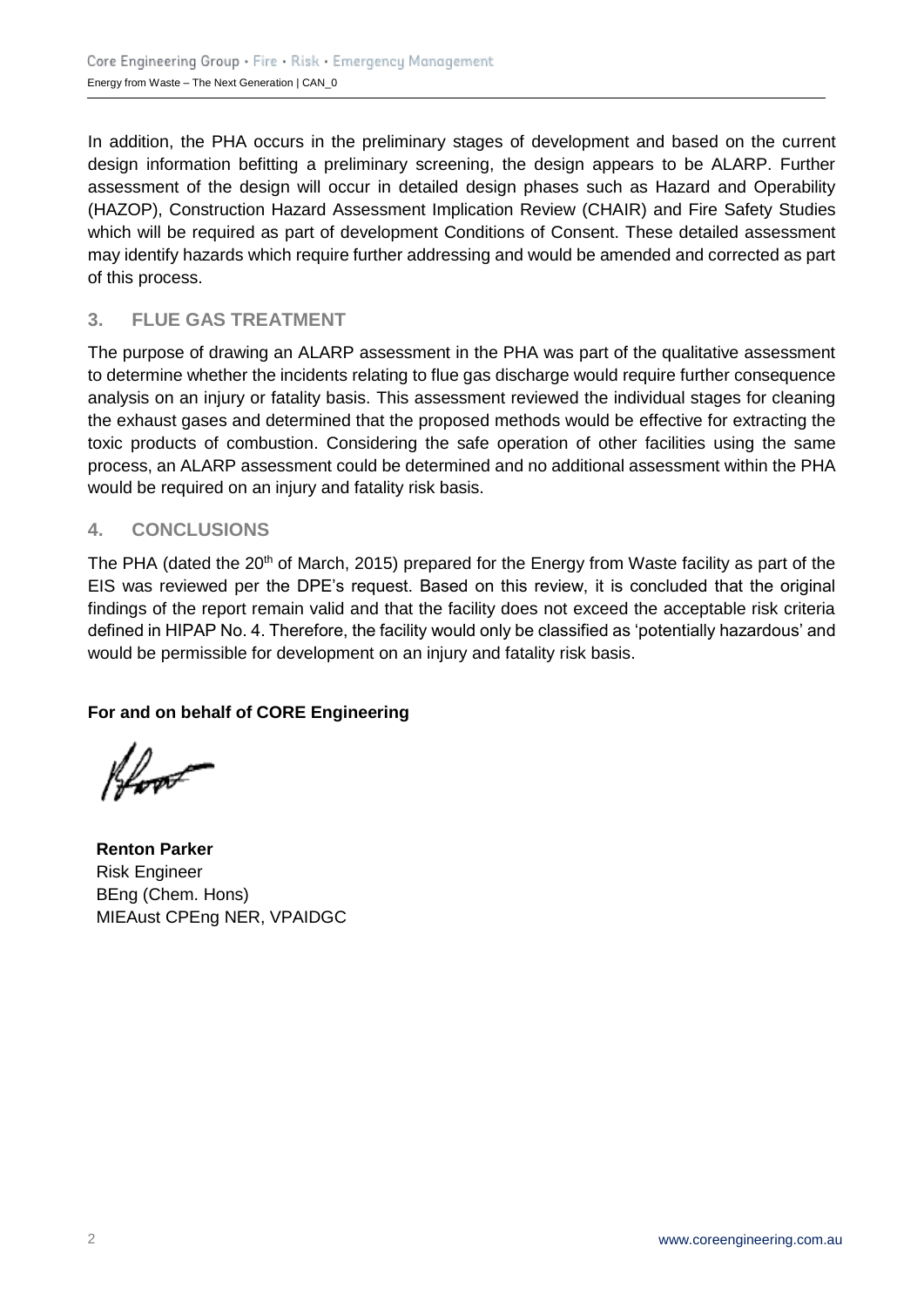In addition, the PHA occurs in the preliminary stages of development and based on the current design information befitting a preliminary screening, the design appears to be ALARP. Further assessment of the design will occur in detailed design phases such as Hazard and Operability (HAZOP), Construction Hazard Assessment Implication Review (CHAIR) and Fire Safety Studies which will be required as part of development Conditions of Consent. These detailed assessment may identify hazards which require further addressing and would be amended and corrected as part of this process.

## 3. FLUE GAS TREATMENT

The purpose of drawing an ALARP assessment in the PHA was part of the qualitative assessment to determine whether the incidents relating to flue gas discharge would require further consequence analysis on an injury or fatality basis. This assessment reviewed the individual stages for cleaning the exhaust gases and determined that the proposed methods would be effective for extracting the toxic products of combustion. Considering the safe operation of other facilities using the same process, an ALARP assessment could be determined and no additional assessment within the PHA would be required on an injury and fatality risk basis.

## 4. CONCLUSIONS

The PHA (dated the 20th of March, 2015) prepared for the Energy from Waste facility as part of the EIS was reviewed per the DPE's request. Based on this review, it is concluded that the original findings of the report remain valid and that the facility does not exceed the acceptable risk criteria defined in HIPAP No. 4. Therefore, the facility would only be classified as 'potentially hazardous' and would be permissible for development on an injury and fatality risk basis.

**For and on behalf of CORE Engineering**

**Renton Parker**
Risk Engineer
BEng (Chem. Hons)
MIEAust CPEng NER, VPAIDGC